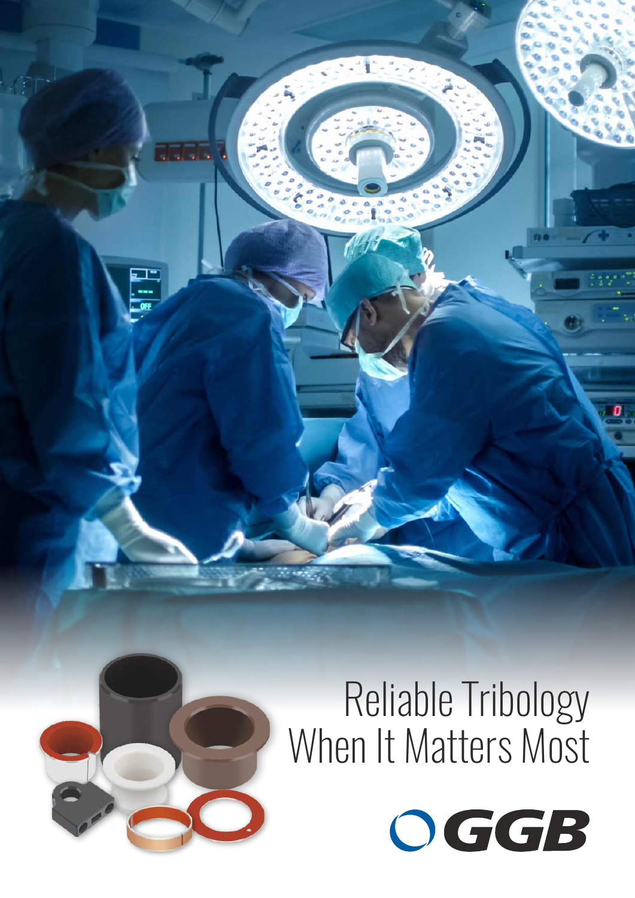# Reliable Tribology When It Matters Most

GGB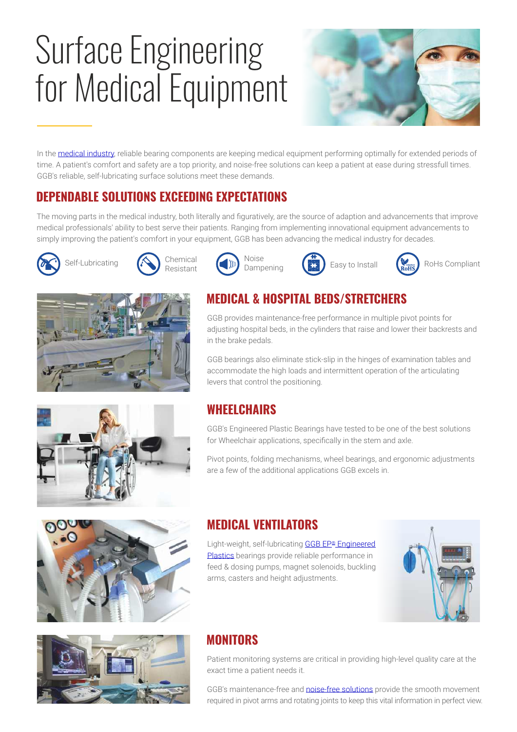# Surface Engineering for Medical Equipment

In the medical industry, reliable bearing components are keeping medical equipment performing optimally for extended periods of time. A patient's comfort and safety are a top priority, and noise-free solutions can keep a patient at ease during stressfull times. GGB's reliable, self-lubricating surface solutions meet these demands.

## DEPENDABLE SOLUTIONS EXCEEDING EXPECTATIONS

The moving parts in the medical industry, both literally and figuratively, are the source of adaption and advancements that improve medical professionals' ability to best serve their patients. Ranging from implementing innovational equipment advancements to simply improving the patient's comfort in your equipment, GGB has been advancing the medical industry for decades.

- Self-Lubricating
- Chemical Resistant
- Noise Dampening
- Easy to Install
- RoHs Compliant

## MEDICAL & HOSPITAL BEDS/STRETCHERS

GGB provides maintenance-free performance in multiple pivot points for adjusting hospital beds, in the cylinders that raise and lower their backrests and in the brake pedals.

GGB bearings also eliminate stick-slip in the hinges of examination tables and accommodate the high loads and intermittent operation of the articulating levers that control the positioning.

## WHEELCHAIRS

GGB's Engineered Plastic Bearings have tested to be one of the best solutions for Wheelchair applications, specifically in the stem and axle.

Pivot points, folding mechanisms, wheel bearings, and ergonomic adjustments are a few of the additional applications GGB excels in.

## MEDICAL VENTILATORS

Light-weight, self-lubricating GGB EP® Engineered Plastics bearings provide reliable performance in feed & dosing pumps, magnet solenoids, buckling arms, casters and height adjustments.

## MONITORS

Patient monitoring systems are critical in providing high-level quality care at the exact time a patient needs it.

GGB's maintenance-free and noise-free solutions provide the smooth movement required in pivot arms and rotating joints to keep this vital information in perfect view.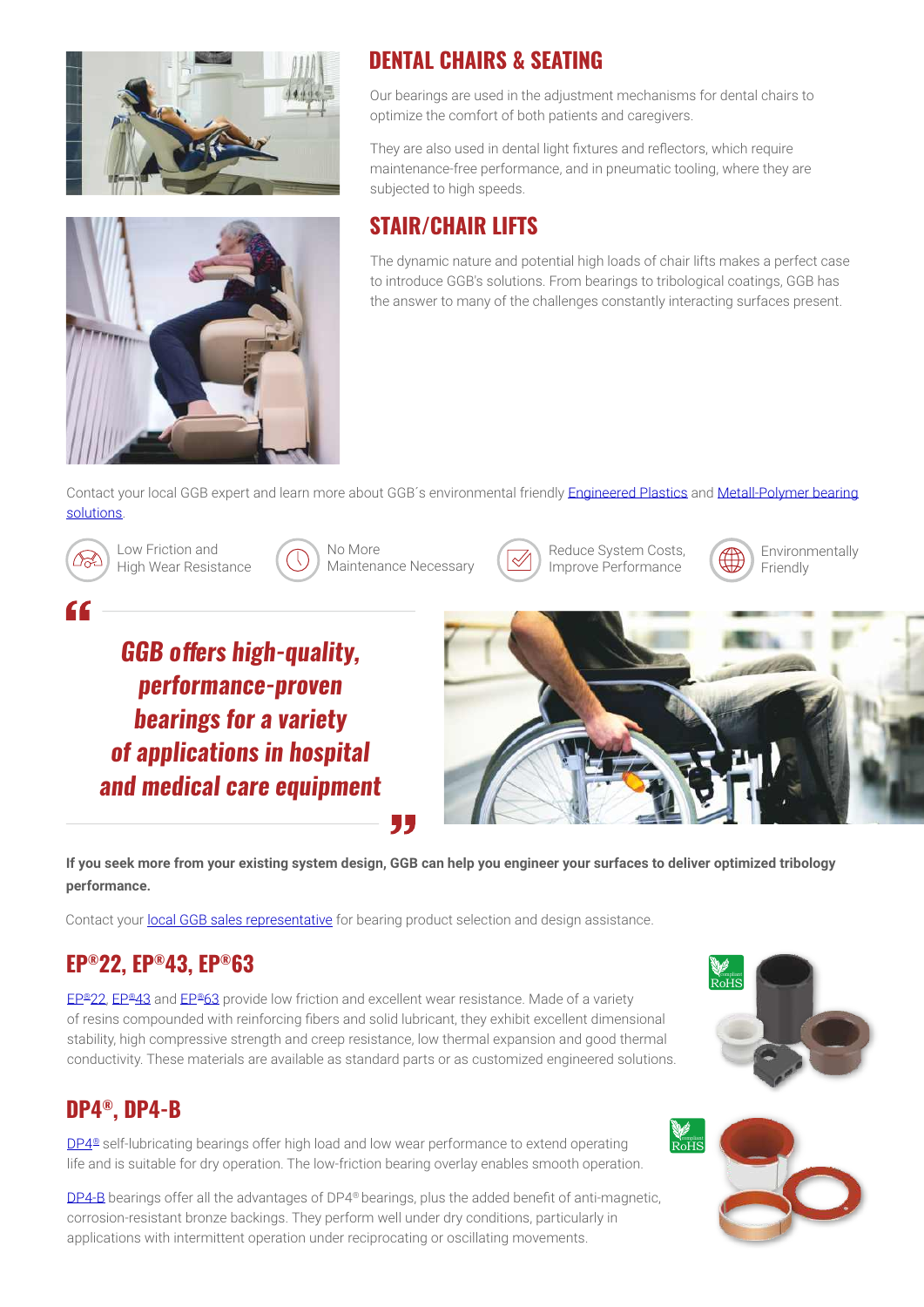## DENTAL CHAIRS & SEATING

Our bearings are used in the adjustment mechanisms for dental chairs to optimize the comfort of both patients and caregivers.

They are also used in dental light fixtures and reflectors, which require maintenance-free performance, and in pneumatic tooling, where they are subjected to high speeds.

## STAIR/CHAIR LIFTS

The dynamic nature and potential high loads of chair lifts makes a perfect case to introduce GGB's solutions. From bearings to tribological coatings, GGB has the answer to many of the challenges constantly interacting surfaces present.

Contact your local GGB expert and learn more about GGB´s environmental friendly Engineered Plastics and Metall-Polymer bearing solutions.

- Low Friction and High Wear Resistance
- No More Maintenance Necessary
- Reduce System Costs, Improve Performance
- Environmentally Friendly

> *GGB offers high-quality, performance-proven bearings for a variety of applications in hospital and medical care equipment*

**If you seek more from your existing system design, GGB can help you engineer your surfaces to deliver optimized tribology performance.**

Contact your local GGB sales representative for bearing product selection and design assistance.

## EP®22, EP®43, EP®63

EP®22, EP®43 and EP®63 provide low friction and excellent wear resistance. Made of a variety of resins compounded with reinforcing fibers and solid lubricant, they exhibit excellent dimensional stability, high compressive strength and creep resistance, low thermal expansion and good thermal conductivity. These materials are available as standard parts or as customized engineered solutions.

## DP4®, DP4-B

DP4® self-lubricating bearings offer high load and low wear performance to extend operating life and is suitable for dry operation. The low-friction bearing overlay enables smooth operation.

DP4-B bearings offer all the advantages of DP4® bearings, plus the added benefit of anti-magnetic, corrosion-resistant bronze backings. They perform well under dry conditions, particularly in applications with intermittent operation under reciprocating or oscillating movements.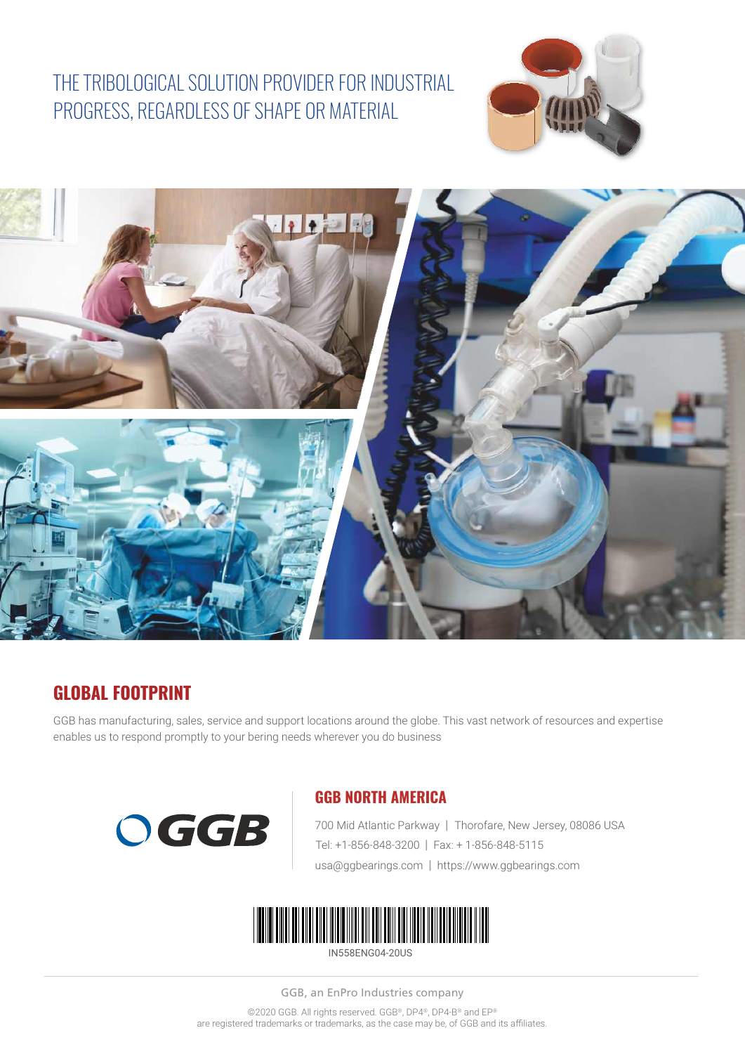THE TRIBOLOGICAL SOLUTION PROVIDER FOR INDUSTRIAL PROGRESS, REGARDLESS OF SHAPE OR MATERIAL

## GLOBAL FOOTPRINT

GGB has manufacturing, sales, service and support locations around the globe. This vast network of resources and expertise enables us to respond promptly to your bering needs wherever you do business

### GGB NORTH AMERICA

700 Mid Atlantic Parkway | Thorofare, New Jersey, 08086 USA
Tel: +1-856-848-3200 | Fax: + 1-856-848-5115
usa@ggbearings.com | https://www.ggbearings.com

IN558ENG04-20US

GGB, an EnPro Industries company

©2020 GGB. All rights reserved. GGB®, DP4®, DP4-B® and EP® are registered trademarks or trademarks, as the case may be, of GGB and its affiliates.